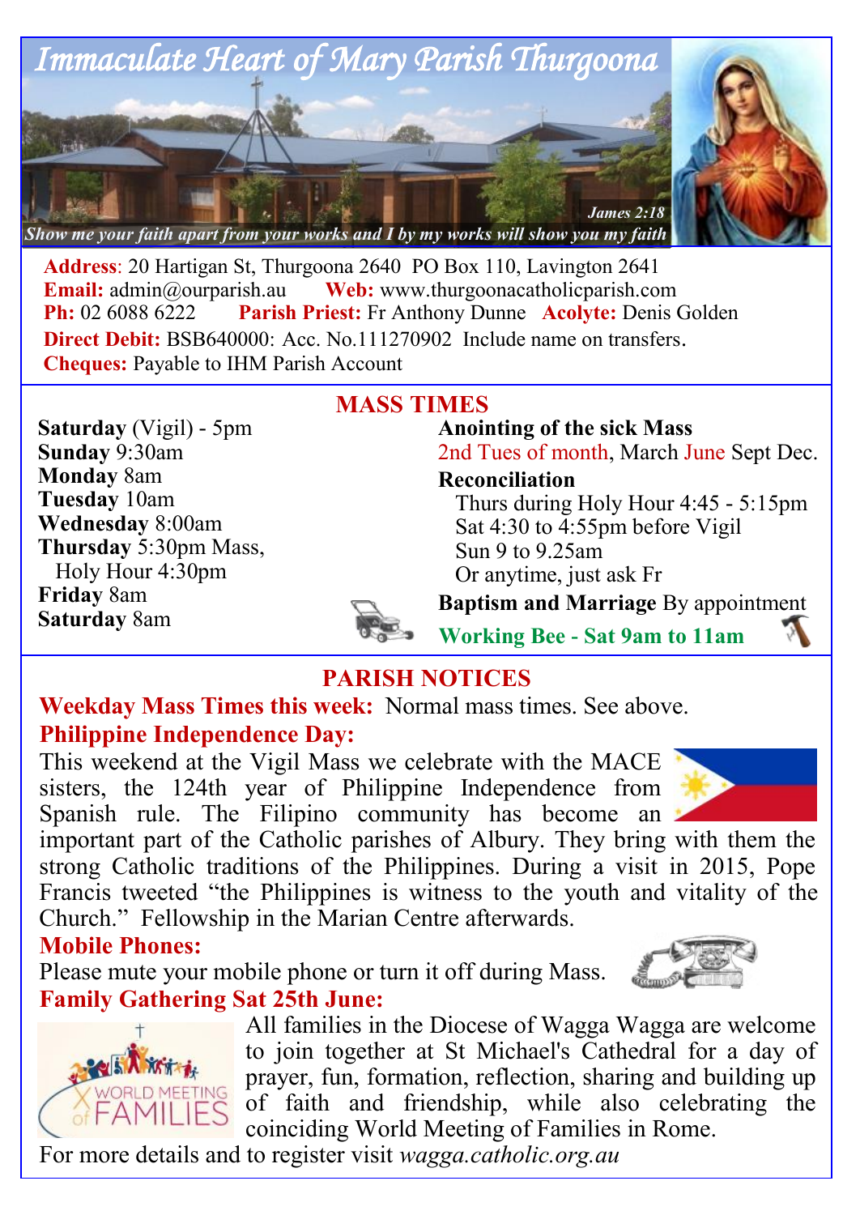# Immaculate Heart of Mary Parish Thurgoona

*James 2:18*
*Show me your faith apart from your works and I by my works will show you my faith*

**Address**: 20 Hartigan St, Thurgoona 2640 PO Box 110, Lavington 2641
**Email:** admin@ourparish.au **Web:** www.thurgoonacatholicparish.com
**Ph:** 02 6088 6222 **Parish Priest:** Fr Anthony Dunne **Acolyte:** Denis Golden
**Direct Debit:** BSB640000: Acc. No.111270902 Include name on transfers.
**Cheques:** Payable to IHM Parish Account

## MASS TIMES

**Saturday** (Vigil) - 5pm
**Sunday** 9:30am
**Monday** 8am
**Tuesday** 10am
**Wednesday** 8:00am
**Thursday** 5:30pm Mass,
Holy Hour 4:30pm
**Friday** 8am
**Saturday** 8am

**Anointing of the sick Mass**
2nd Tues of month, March June Sept Dec.

**Reconciliation**
Thurs during Holy Hour 4:45 - 5:15pm
Sat 4:30 to 4:55pm before Vigil
Sun 9 to 9.25am
Or anytime, just ask Fr

**Baptism and Marriage** By appointment

**Working Bee - Sat 9am to 11am**

## PARISH NOTICES

**Weekday Mass Times this week:** Normal mass times. See above.

**Philippine Independence Day:**
This weekend at the Vigil Mass we celebrate with the MACE sisters, the 124th year of Philippine Independence from Spanish rule. The Filipino community has become an important part of the Catholic parishes of Albury. They bring with them the strong Catholic traditions of the Philippines. During a visit in 2015, Pope Francis tweeted "the Philippines is witness to the youth and vitality of the Church." Fellowship in the Marian Centre afterwards.

**Mobile Phones:**
Please mute your mobile phone or turn it off during Mass.

**Family Gathering Sat 25th June:**
All families in the Diocese of Wagga Wagga are welcome to join together at St Michael's Cathedral for a day of prayer, fun, formation, reflection, sharing and building up of faith and friendship, while also celebrating the coinciding World Meeting of Families in Rome.
For more details and to register visit *wagga.catholic.org.au*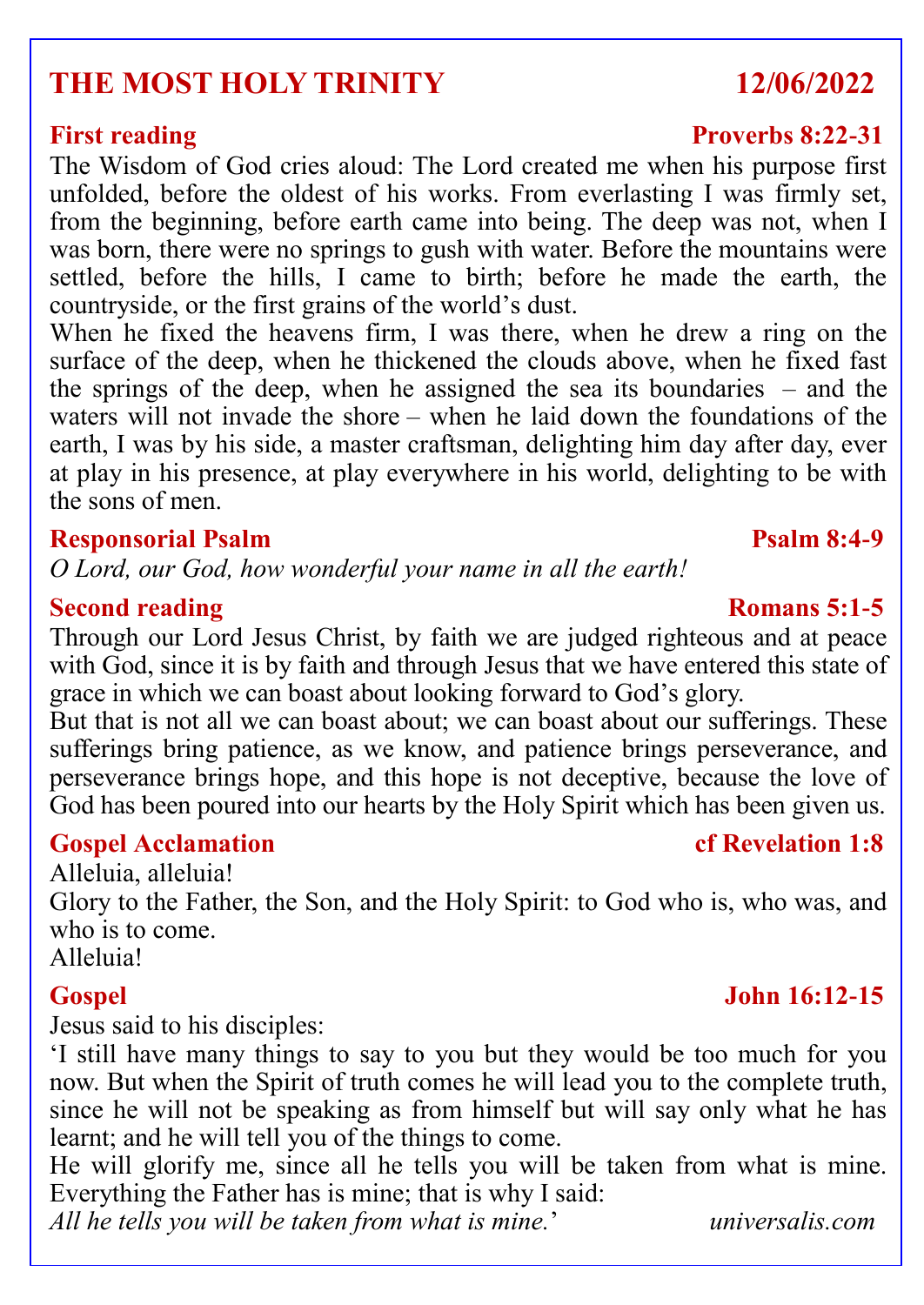# THE MOST HOLY TRINITY — 12/06/2022

## First reading — Proverbs 8:22-31

The Wisdom of God cries aloud: The Lord created me when his purpose first unfolded, before the oldest of his works. From everlasting I was firmly set, from the beginning, before earth came into being. The deep was not, when I was born, there were no springs to gush with water. Before the mountains were settled, before the hills, I came to birth; before he made the earth, the countryside, or the first grains of the world's dust.

When he fixed the heavens firm, I was there, when he drew a ring on the surface of the deep, when he thickened the clouds above, when he fixed fast the springs of the deep, when he assigned the sea its boundaries – and the waters will not invade the shore – when he laid down the foundations of the earth, I was by his side, a master craftsman, delighting him day after day, ever at play in his presence, at play everywhere in his world, delighting to be with the sons of men.

## Responsorial Psalm — Psalm 8:4-9

*O Lord, our God, how wonderful your name in all the earth!*

## Second reading — Romans 5:1-5

Through our Lord Jesus Christ, by faith we are judged righteous and at peace with God, since it is by faith and through Jesus that we have entered this state of grace in which we can boast about looking forward to God's glory.

But that is not all we can boast about; we can boast about our sufferings. These sufferings bring patience, as we know, and patience brings perseverance, and perseverance brings hope, and this hope is not deceptive, because the love of God has been poured into our hearts by the Holy Spirit which has been given us.

## Gospel Acclamation — cf Revelation 1:8

Alleluia, alleluia!
Glory to the Father, the Son, and the Holy Spirit: to God who is, who was, and who is to come.
Alleluia!

## Gospel — John 16:12-15

Jesus said to his disciples:
'I still have many things to say to you but they would be too much for you now. But when the Spirit of truth comes he will lead you to the complete truth, since he will not be speaking as from himself but will say only what he has learnt; and he will tell you of the things to come.
He will glorify me, since all he tells you will be taken from what is mine. Everything the Father has is mine; that is why I said:
*All he tells you will be taken from what is mine.*'

*universalis.com*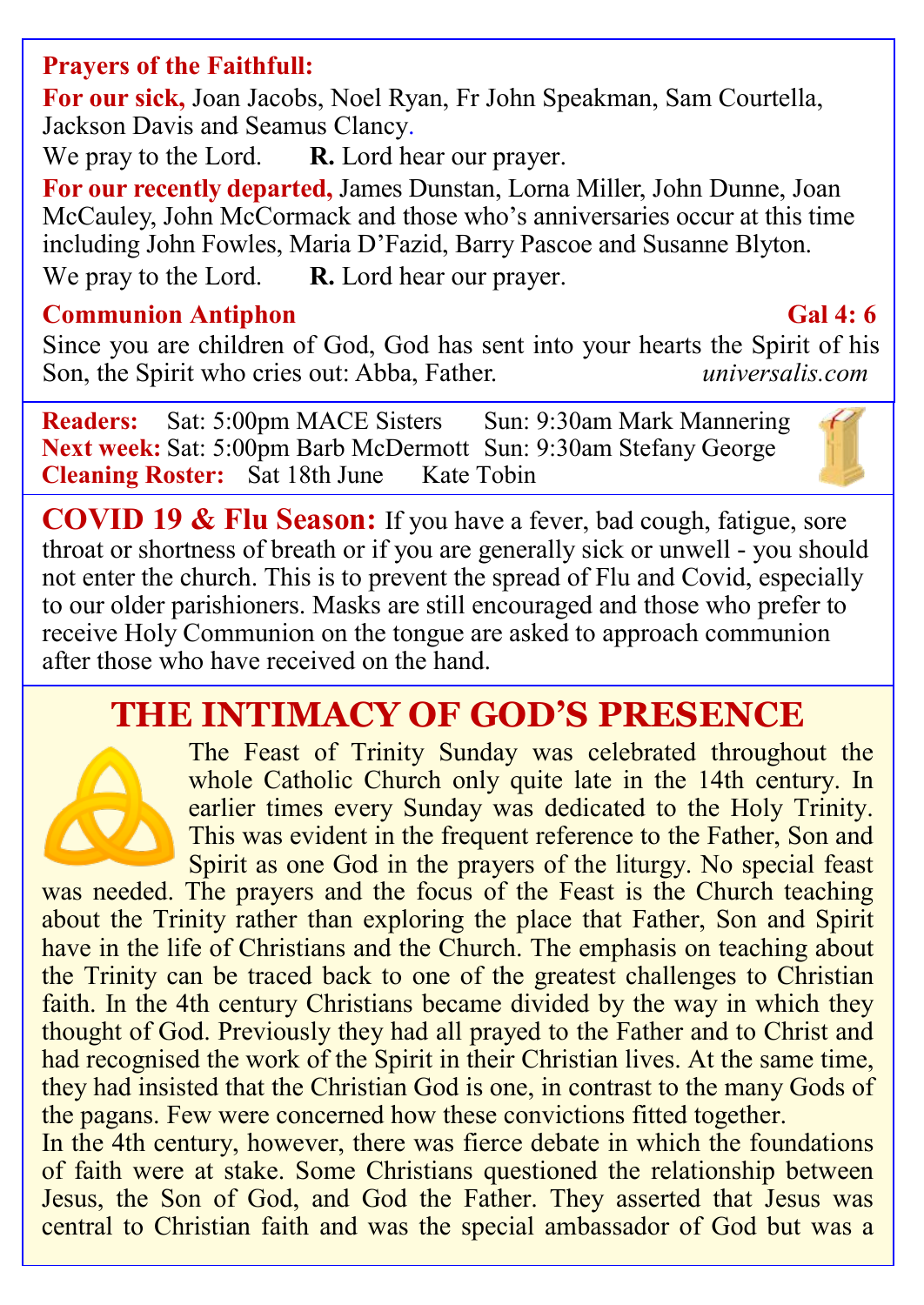**Prayers of the Faithfull:**

**For our sick,** Joan Jacobs, Noel Ryan, Fr John Speakman, Sam Courtella, Jackson Davis and Seamus Clancy.

We pray to the Lord. **R.** Lord hear our prayer.

**For our recently departed,** James Dunstan, Lorna Miller, John Dunne, Joan McCauley, John McCormack and those who's anniversaries occur at this time including John Fowles, Maria D'Fazid, Barry Pascoe and Susanne Blyton.

We pray to the Lord. **R.** Lord hear our prayer.

**Communion Antiphon** **Gal 4: 6**

Since you are children of God, God has sent into your hearts the Spirit of his Son, the Spirit who cries out: Abba, Father. *universalis.com*

**Readers:** Sat: 5:00pm MACE Sisters Sun: 9:30am Mark Mannering
**Next week:** Sat: 5:00pm Barb McDermott Sun: 9:30am Stefany George
**Cleaning Roster:** Sat 18th June Kate Tobin

**COVID 19 & Flu Season:** If you have a fever, bad cough, fatigue, sore throat or shortness of breath or if you are generally sick or unwell - you should not enter the church. This is to prevent the spread of Flu and Covid, especially to our older parishioners. Masks are still encouraged and those who prefer to receive Holy Communion on the tongue are asked to approach communion after those who have received on the hand.

# THE INTIMACY OF GOD'S PRESENCE

The Feast of Trinity Sunday was celebrated throughout the whole Catholic Church only quite late in the 14th century. In earlier times every Sunday was dedicated to the Holy Trinity. This was evident in the frequent reference to the Father, Son and Spirit as one God in the prayers of the liturgy. No special feast was needed. The prayers and the focus of the Feast is the Church teaching about the Trinity rather than exploring the place that Father, Son and Spirit have in the life of Christians and the Church. The emphasis on teaching about the Trinity can be traced back to one of the greatest challenges to Christian faith. In the 4th century Christians became divided by the way in which they thought of God. Previously they had all prayed to the Father and to Christ and had recognised the work of the Spirit in their Christian lives. At the same time, they had insisted that the Christian God is one, in contrast to the many Gods of the pagans. Few were concerned how these convictions fitted together.

In the 4th century, however, there was fierce debate in which the foundations of faith were at stake. Some Christians questioned the relationship between Jesus, the Son of God, and God the Father. They asserted that Jesus was central to Christian faith and was the special ambassador of God but was a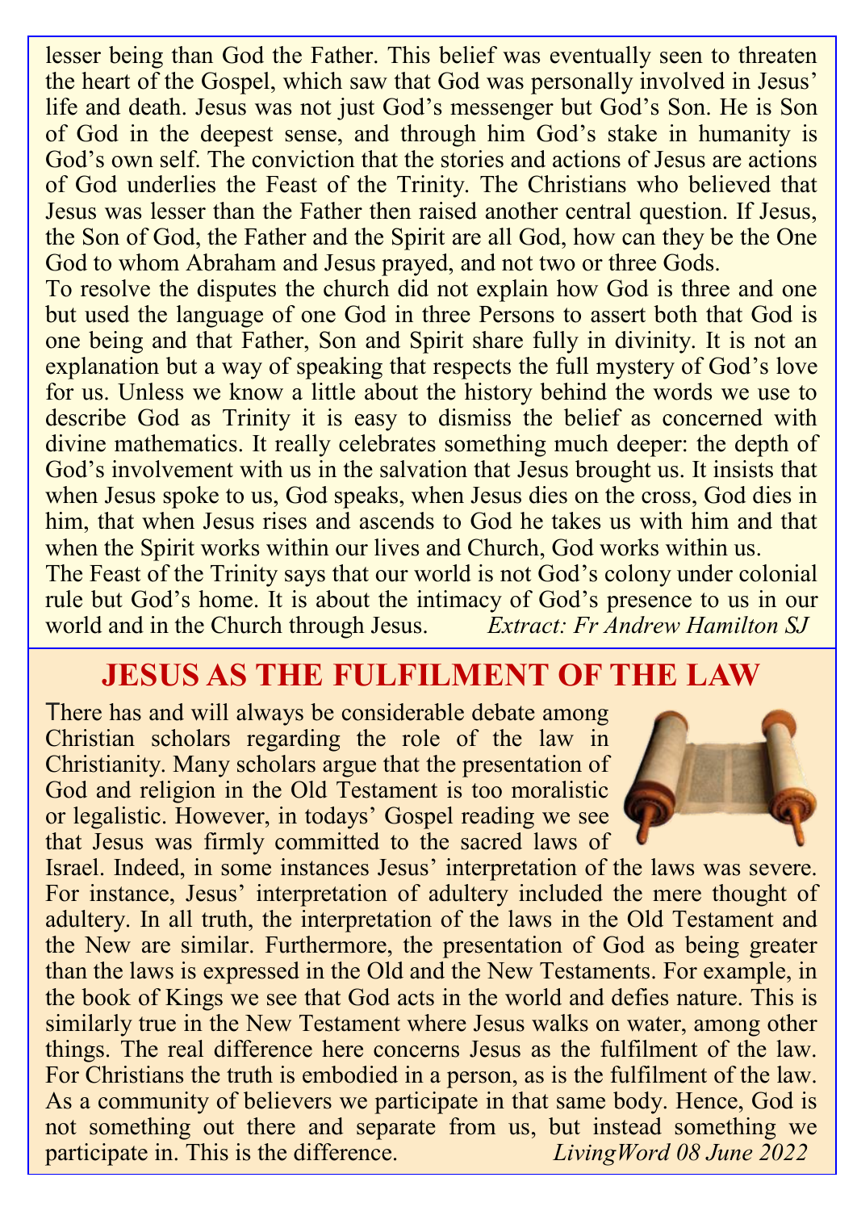lesser being than God the Father. This belief was eventually seen to threaten the heart of the Gospel, which saw that God was personally involved in Jesus' life and death. Jesus was not just God's messenger but God's Son. He is Son of God in the deepest sense, and through him God's stake in humanity is God's own self. The conviction that the stories and actions of Jesus are actions of God underlies the Feast of the Trinity. The Christians who believed that Jesus was lesser than the Father then raised another central question. If Jesus, the Son of God, the Father and the Spirit are all God, how can they be the One God to whom Abraham and Jesus prayed, and not two or three Gods.

To resolve the disputes the church did not explain how God is three and one but used the language of one God in three Persons to assert both that God is one being and that Father, Son and Spirit share fully in divinity. It is not an explanation but a way of speaking that respects the full mystery of God's love for us. Unless we know a little about the history behind the words we use to describe God as Trinity it is easy to dismiss the belief as concerned with divine mathematics. It really celebrates something much deeper: the depth of God's involvement with us in the salvation that Jesus brought us. It insists that when Jesus spoke to us, God speaks, when Jesus dies on the cross, God dies in him, that when Jesus rises and ascends to God he takes us with him and that when the Spirit works within our lives and Church, God works within us.

The Feast of the Trinity says that our world is not God's colony under colonial rule but God's home. It is about the intimacy of God's presence to us in our world and in the Church through Jesus. *Extract: Fr Andrew Hamilton SJ*

## JESUS AS THE FULFILMENT OF THE LAW

There has and will always be considerable debate among Christian scholars regarding the role of the law in Christianity. Many scholars argue that the presentation of God and religion in the Old Testament is too moralistic or legalistic. However, in todays' Gospel reading we see that Jesus was firmly committed to the sacred laws of Israel. Indeed, in some instances Jesus' interpretation of the laws was severe. For instance, Jesus' interpretation of adultery included the mere thought of adultery. In all truth, the interpretation of the laws in the Old Testament and the New are similar. Furthermore, the presentation of God as being greater than the laws is expressed in the Old and the New Testaments. For example, in the book of Kings we see that God acts in the world and defies nature. This is similarly true in the New Testament where Jesus walks on water, among other things. The real difference here concerns Jesus as the fulfilment of the law. For Christians the truth is embodied in a person, as is the fulfilment of the law. As a community of believers we participate in that same body. Hence, God is not something out there and separate from us, but instead something we participate in. This is the difference. *LivingWord 08 June 2022*